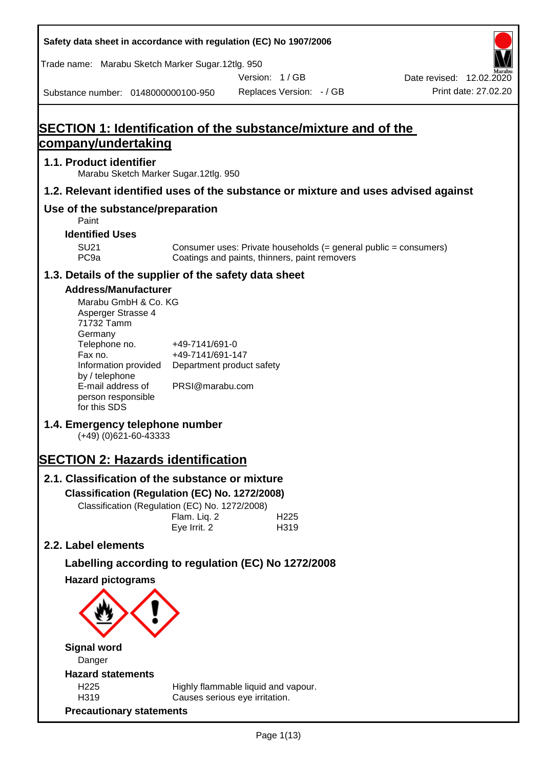Safety data sheet in accordance with regulation (EC) No 1907/2006

Trade name: Marabu Sketch Marker Sugar.12tlg. 950

Version: 1 / GB

Date revised: 12.02.2020

Substance number: 0148000000100-950

Replaces Version: - / GB

Print date: 27.02.20

# SECTION 1: Identification of the substance/mixture and of the company/undertaking

## 1.1. Product identifier

Marabu Sketch Marker Sugar.12tlg. 950

## 1.2. Relevant identified uses of the substance or mixture and uses advised against

## Use of the substance/preparation

Paint

### Identified Uses

| | |
|---|---|
| SU21 | Consumer uses: Private households (= general public = consumers) |
| PC9a | Coatings and paints, thinners, paint removers |

## 1.3. Details of the supplier of the safety data sheet

### Address/Manufacturer

Marabu GmbH & Co. KG
Asperger Strasse 4
71732 Tamm
Germany

| | |
|---|---|
| Telephone no. | +49-7141/691-0 |
| Fax no. | +49-7141/691-147 |
| Information provided by / telephone | Department product safety |
| E-mail address of person responsible for this SDS | PRSI@marabu.com |

## 1.4. Emergency telephone number

(+49) (0)621-60-43333

# SECTION 2: Hazards identification

## 2.1. Classification of the substance or mixture

### Classification (Regulation (EC) No. 1272/2008)

Classification (Regulation (EC) No. 1272/2008)

| | |
|---|---|
| Flam. Liq. 2 | H225 |
| Eye Irrit. 2 | H319 |

## 2.2. Label elements

### Labelling according to regulation (EC) No 1272/2008

### Hazard pictograms

### Signal word

Danger

### Hazard statements

| | |
|---|---|
| H225 | Highly flammable liquid and vapour. |
| H319 | Causes serious eye irritation. |

### Precautionary statements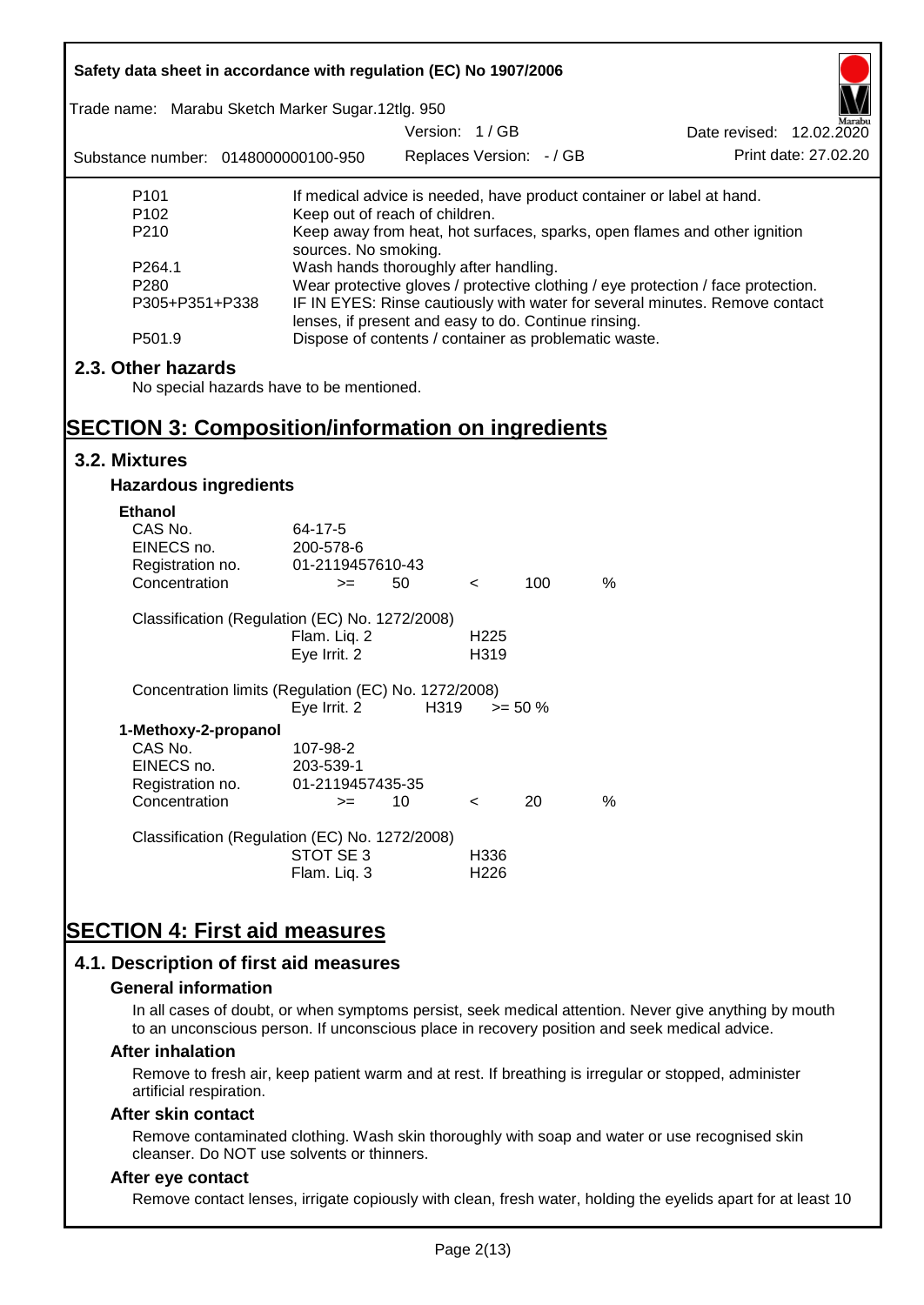| | |
|---|---|
| P101 | If medical advice is needed, have product container or label at hand. |
| P102 | Keep out of reach of children. |
| P210 | Keep away from heat, hot surfaces, sparks, open flames and other ignition sources. No smoking. |
| P264.1 | Wash hands thoroughly after handling. |
| P280 | Wear protective gloves / protective clothing / eye protection / face protection. |
| P305+P351+P338 | IF IN EYES: Rinse cautiously with water for several minutes. Remove contact lenses, if present and easy to do. Continue rinsing. |
| P501.9 | Dispose of contents / container as problematic waste. |

## 2.3. Other hazards

No special hazards have to be mentioned.

# SECTION 3: Composition/information on ingredients

## 3.2. Mixtures

### Hazardous ingredients

**Ethanol**

| | | | | | |
|---|---|---|---|---|---|
| CAS No. | 64-17-5 | | | | |
| EINECS no. | 200-578-6 | | | | |
| Registration no. | 01-2119457610-43 | | | | |
| Concentration | >= | 50 | < | 100 | % |

Classification (Regulation (EC) No. 1272/2008)

| | |
|---|---|
| Flam. Liq. 2 | H225 |
| Eye Irrit. 2 | H319 |

Concentration limits (Regulation (EC) No. 1272/2008)

| | | |
|---|---|---|
| Eye Irrit. 2 | H319 | >= 50 % |

**1-Methoxy-2-propanol**

| | | | | | |
|---|---|---|---|---|---|
| CAS No. | 107-98-2 | | | | |
| EINECS no. | 203-539-1 | | | | |
| Registration no. | 01-2119457435-35 | | | | |
| Concentration | >= | 10 | < | 20 | % |

Classification (Regulation (EC) No. 1272/2008)

| | |
|---|---|
| STOT SE 3 | H336 |
| Flam. Liq. 3 | H226 |

# SECTION 4: First aid measures

## 4.1. Description of first aid measures

### General information

In all cases of doubt, or when symptoms persist, seek medical attention. Never give anything by mouth to an unconscious person. If unconscious place in recovery position and seek medical advice.

### After inhalation

Remove to fresh air, keep patient warm and at rest. If breathing is irregular or stopped, administer artificial respiration.

### After skin contact

Remove contaminated clothing. Wash skin thoroughly with soap and water or use recognised skin cleanser. Do NOT use solvents or thinners.

### After eye contact

Remove contact lenses, irrigate copiously with clean, fresh water, holding the eyelids apart for at least 10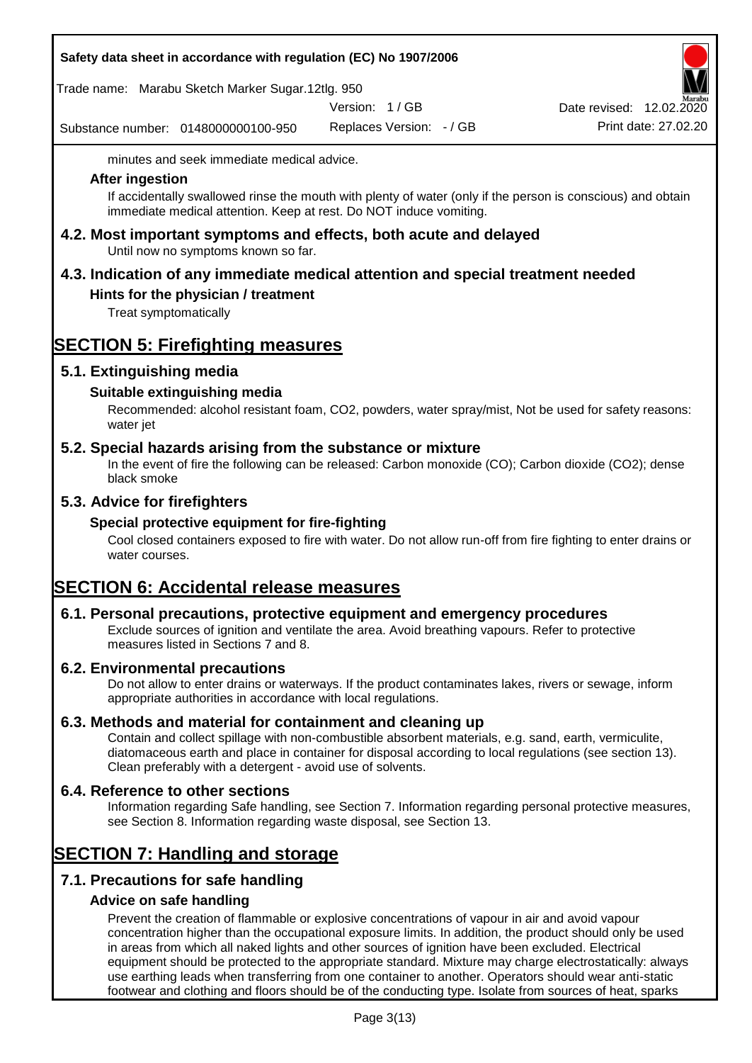minutes and seek immediate medical advice.

### After ingestion

If accidentally swallowed rinse the mouth with plenty of water (only if the person is conscious) and obtain immediate medical attention. Keep at rest. Do NOT induce vomiting.

## 4.2. Most important symptoms and effects, both acute and delayed

Until now no symptoms known so far.

## 4.3. Indication of any immediate medical attention and special treatment needed

### Hints for the physician / treatment

Treat symptomatically

# SECTION 5: Firefighting measures

## 5.1. Extinguishing media

### Suitable extinguishing media

Recommended: alcohol resistant foam, $CO_2$, powders, water spray/mist, Not be used for safety reasons: water jet

## 5.2. Special hazards arising from the substance or mixture

In the event of fire the following can be released: Carbon monoxide (CO); Carbon dioxide ($CO_2$); dense black smoke

## 5.3. Advice for firefighters

### Special protective equipment for fire-fighting

Cool closed containers exposed to fire with water. Do not allow run-off from fire fighting to enter drains or water courses.

# SECTION 6: Accidental release measures

## 6.1. Personal precautions, protective equipment and emergency procedures

Exclude sources of ignition and ventilate the area. Avoid breathing vapours. Refer to protective measures listed in Sections 7 and 8.

## 6.2. Environmental precautions

Do not allow to enter drains or waterways. If the product contaminates lakes, rivers or sewage, inform appropriate authorities in accordance with local regulations.

## 6.3. Methods and material for containment and cleaning up

Contain and collect spillage with non-combustible absorbent materials, e.g. sand, earth, vermiculite, diatomaceous earth and place in container for disposal according to local regulations (see section 13). Clean preferably with a detergent - avoid use of solvents.

## 6.4. Reference to other sections

Information regarding Safe handling, see Section 7. Information regarding personal protective measures, see Section 8. Information regarding waste disposal, see Section 13.

# SECTION 7: Handling and storage

## 7.1. Precautions for safe handling

### Advice on safe handling

Prevent the creation of flammable or explosive concentrations of vapour in air and avoid vapour concentration higher than the occupational exposure limits. In addition, the product should only be used in areas from which all naked lights and other sources of ignition have been excluded. Electrical equipment should be protected to the appropriate standard. Mixture may charge electrostatically: always use earthing leads when transferring from one container to another. Operators should wear anti-static footwear and clothing and floors should be of the conducting type. Isolate from sources of heat, sparks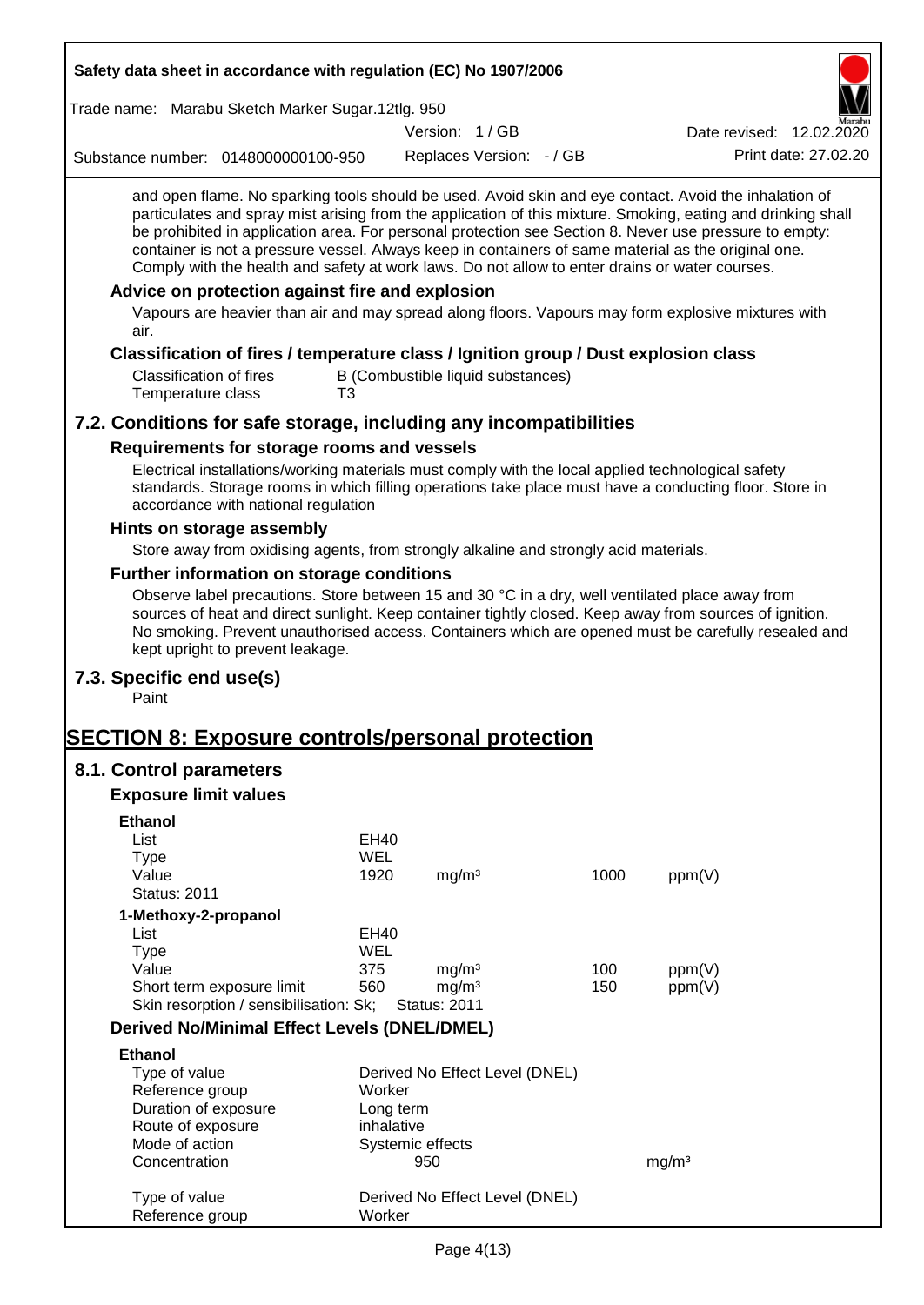and open flame. No sparking tools should be used. Avoid skin and eye contact. Avoid the inhalation of particulates and spray mist arising from the application of this mixture. Smoking, eating and drinking shall be prohibited in application area. For personal protection see Section 8. Never use pressure to empty: container is not a pressure vessel. Always keep in containers of same material as the original one. Comply with the health and safety at work laws. Do not allow to enter drains or water courses.

### Advice on protection against fire and explosion

Vapours are heavier than air and may spread along floors. Vapours may form explosive mixtures with air.

### Classification of fires / temperature class / Ignition group / Dust explosion class

| | |
|---|---|
| Classification of fires | B (Combustible liquid substances) |
| Temperature class | T3 |

## 7.2. Conditions for safe storage, including any incompatibilities

### Requirements for storage rooms and vessels

Electrical installations/working materials must comply with the local applied technological safety standards. Storage rooms in which filling operations take place must have a conducting floor. Store in accordance with national regulation

### Hints on storage assembly

Store away from oxidising agents, from strongly alkaline and strongly acid materials.

### Further information on storage conditions

Observe label precautions. Store between 15 and 30 °C in a dry, well ventilated place away from sources of heat and direct sunlight. Keep container tightly closed. Keep away from sources of ignition. No smoking. Prevent unauthorised access. Containers which are opened must be carefully resealed and kept upright to prevent leakage.

## 7.3. Specific end use(s)

Paint

# SECTION 8: Exposure controls/personal protection

## 8.1. Control parameters

### Exposure limit values

**Ethanol**

| | | | | |
|---|---|---|---|---|
| List | EH40 | | | |
| Type | WEL | | | |
| Value | 1920 | mg/m³ | 1000 | ppm(V) |
| Status: 2011 | | | | |

**1-Methoxy-2-propanol**

| | | | | |
|---|---|---|---|---|
| List | EH40 | | | |
| Type | WEL | | | |
| Value | 375 | mg/m³ | 100 | ppm(V) |
| Short term exposure limit | 560 | mg/m³ | 150 | ppm(V) |
| Skin resorption / sensibilisation: Sk; | Status: 2011 | | | |

### Derived No/Minimal Effect Levels (DNEL/DMEL)

**Ethanol**

| | | |
|---|---|---|
| Type of value | Derived No Effect Level (DNEL) | |
| Reference group | Worker | |
| Duration of exposure | Long term | |
| Route of exposure | inhalative | |
| Mode of action | Systemic effects | |
| Concentration | 950 | mg/m³ |

| | |
|---|---|
| Type of value | Derived No Effect Level (DNEL) |
| Reference group | Worker |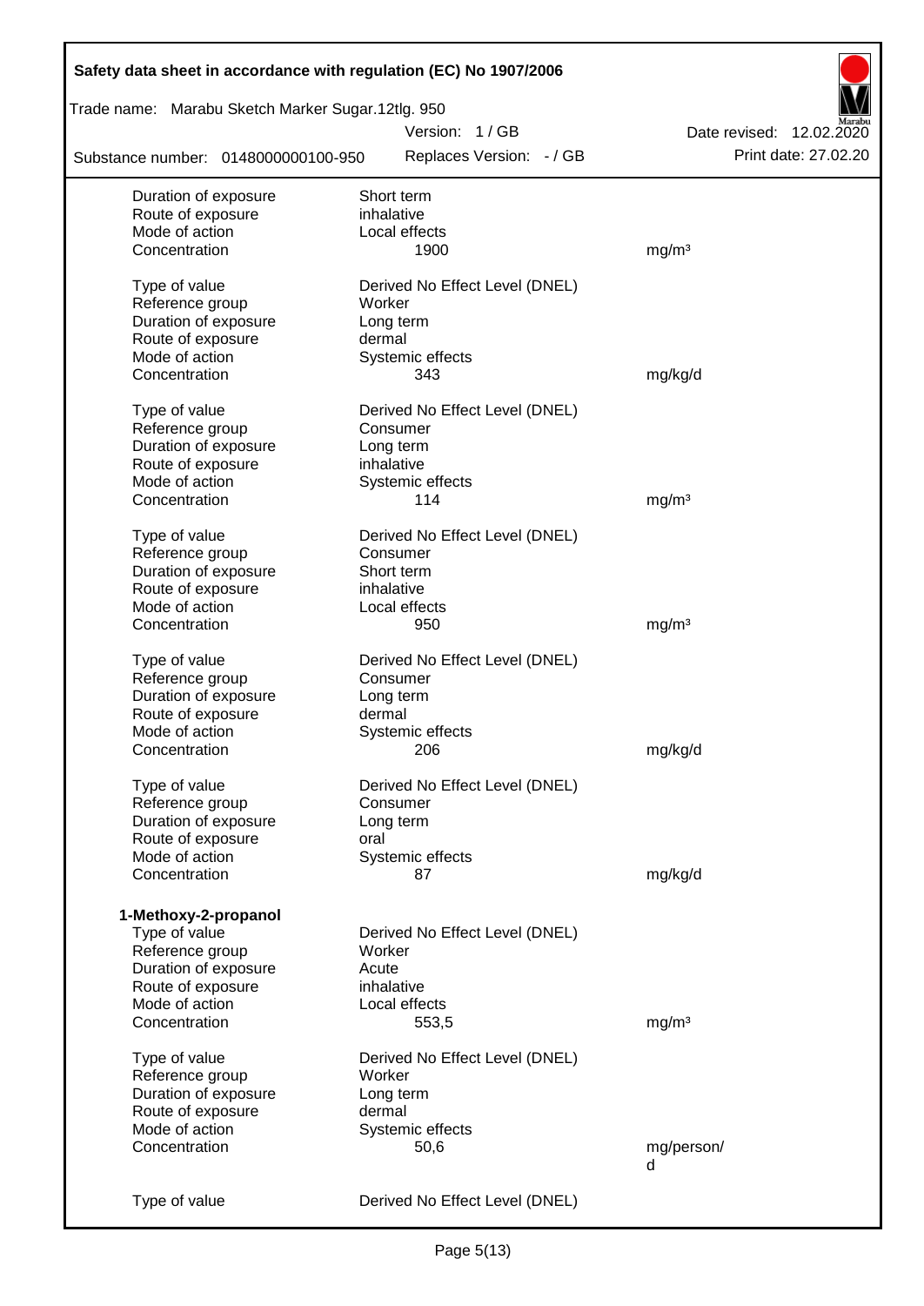| | | |
|---|---|---|
| Duration of exposure | Short term | |
| Route of exposure | inhalative | |
| Mode of action | Local effects | |
| Concentration | 1900 | mg/m³ |
| | | |
| Type of value | Derived No Effect Level (DNEL) | |
| Reference group | Worker | |
| Duration of exposure | Long term | |
| Route of exposure | dermal | |
| Mode of action | Systemic effects | |
| Concentration | 343 | mg/kg/d |
| | | |
| Type of value | Derived No Effect Level (DNEL) | |
| Reference group | Consumer | |
| Duration of exposure | Long term | |
| Route of exposure | inhalative | |
| Mode of action | Systemic effects | |
| Concentration | 114 | mg/m³ |
| | | |
| Type of value | Derived No Effect Level (DNEL) | |
| Reference group | Consumer | |
| Duration of exposure | Short term | |
| Route of exposure | inhalative | |
| Mode of action | Local effects | |
| Concentration | 950 | mg/m³ |
| | | |
| Type of value | Derived No Effect Level (DNEL) | |
| Reference group | Consumer | |
| Duration of exposure | Long term | |
| Route of exposure | dermal | |
| Mode of action | Systemic effects | |
| Concentration | 206 | mg/kg/d |
| | | |
| Type of value | Derived No Effect Level (DNEL) | |
| Reference group | Consumer | |
| Duration of exposure | Long term | |
| Route of exposure | oral | |
| Mode of action | Systemic effects | |
| Concentration | 87 | mg/kg/d |

**1-Methoxy-2-propanol**

| | | |
|---|---|---|
| Type of value | Derived No Effect Level (DNEL) | |
| Reference group | Worker | |
| Duration of exposure | Acute | |
| Route of exposure | inhalative | |
| Mode of action | Local effects | |
| Concentration | 553,5 | mg/m³ |
| | | |
| Type of value | Derived No Effect Level (DNEL) | |
| Reference group | Worker | |
| Duration of exposure | Long term | |
| Route of exposure | dermal | |
| Mode of action | Systemic effects | |
| Concentration | 50,6 | mg/person/d |
| | | |
| Type of value | Derived No Effect Level (DNEL) | |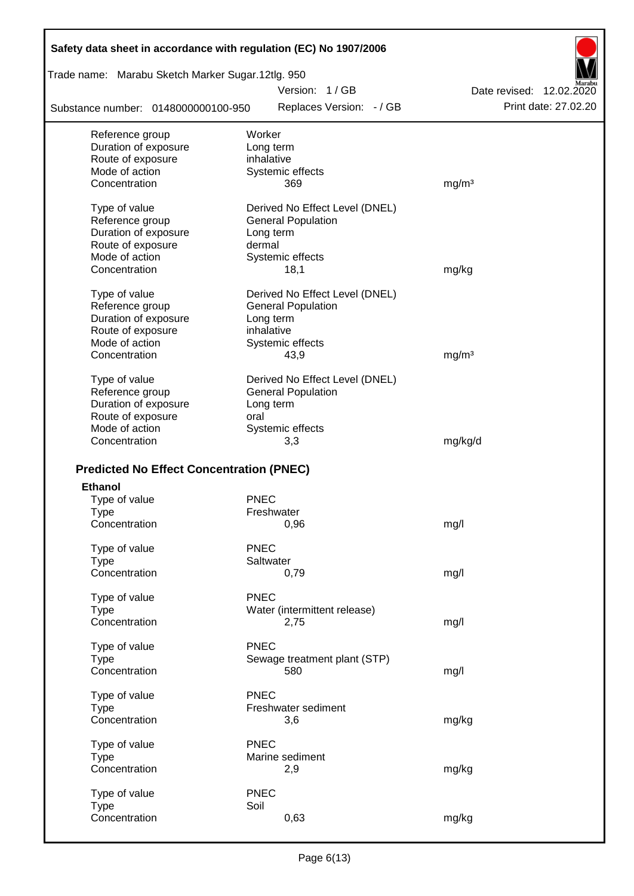| | | |
|---|---|---|
| Reference group | Worker | |
| Duration of exposure | Long term | |
| Route of exposure | inhalative | |
| Mode of action | Systemic effects | |
| Concentration | 369 | mg/m³ |

| | | |
|---|---|---|
| Type of value | Derived No Effect Level (DNEL) | |
| Reference group | General Population | |
| Duration of exposure | Long term | |
| Route of exposure | dermal | |
| Mode of action | Systemic effects | |
| Concentration | 18,1 | mg/kg |

| | | |
|---|---|---|
| Type of value | Derived No Effect Level (DNEL) | |
| Reference group | General Population | |
| Duration of exposure | Long term | |
| Route of exposure | inhalative | |
| Mode of action | Systemic effects | |
| Concentration | 43,9 | mg/m³ |

| | | |
|---|---|---|
| Type of value | Derived No Effect Level (DNEL) | |
| Reference group | General Population | |
| Duration of exposure | Long term | |
| Route of exposure | oral | |
| Mode of action | Systemic effects | |
| Concentration | 3,3 | mg/kg/d |

## Predicted No Effect Concentration (PNEC)

**Ethanol**

| | | |
|---|---|---|
| Type of value | PNEC | |
| Type | Freshwater | |
| Concentration | 0,96 | mg/l |

| | | |
|---|---|---|
| Type of value | PNEC | |
| Type | Saltwater | |
| Concentration | 0,79 | mg/l |

| | | |
|---|---|---|
| Type of value | PNEC | |
| Type | Water (intermittent release) | |
| Concentration | 2,75 | mg/l |

| | | |
|---|---|---|
| Type of value | PNEC | |
| Type | Sewage treatment plant (STP) | |
| Concentration | 580 | mg/l |

| | | |
|---|---|---|
| Type of value | PNEC | |
| Type | Freshwater sediment | |
| Concentration | 3,6 | mg/kg |

| | | |
|---|---|---|
| Type of value | PNEC | |
| Type | Marine sediment | |
| Concentration | 2,9 | mg/kg |

| | | |
|---|---|---|
| Type of value | PNEC | |
| Type | Soil | |
| Concentration | 0,63 | mg/kg |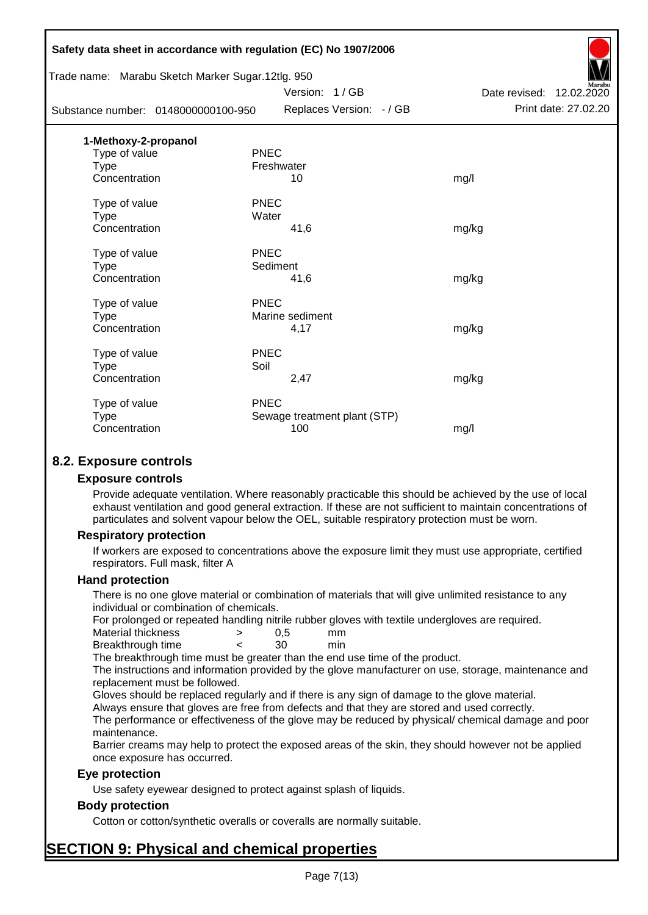**1-Methoxy-2-propanol**

| | | |
|---|---|---|
| Type of value | PNEC | |
| Type | Freshwater | |
| Concentration | 10 | mg/l |
| | | |
| Type of value | PNEC | |
| Type | Water | |
| Concentration | 41,6 | mg/kg |
| | | |
| Type of value | PNEC | |
| Type | Sediment | |
| Concentration | 41,6 | mg/kg |
| | | |
| Type of value | PNEC | |
| Type | Marine sediment | |
| Concentration | 4,17 | mg/kg |
| | | |
| Type of value | PNEC | |
| Type | Soil | |
| Concentration | 2,47 | mg/kg |
| | | |
| Type of value | PNEC | |
| Type | Sewage treatment plant (STP) | |
| Concentration | 100 | mg/l |

## 8.2. Exposure controls

### Exposure controls

Provide adequate ventilation. Where reasonably practicable this should be achieved by the use of local exhaust ventilation and good general extraction. If these are not sufficient to maintain concentrations of particulates and solvent vapour below the OEL, suitable respiratory protection must be worn.

### Respiratory protection

If workers are exposed to concentrations above the exposure limit they must use appropriate, certified respirators. Full mask, filter A

### Hand protection

There is no one glove material or combination of materials that will give unlimited resistance to any individual or combination of chemicals.

For prolonged or repeated handling nitrile rubber gloves with textile undergloves are required.

| | | | |
|---|---|---|---|
| Material thickness | > | 0,5 | mm |
| Breakthrough time | < | 30 | min |

The breakthrough time must be greater than the end use time of the product.

The instructions and information provided by the glove manufacturer on use, storage, maintenance and replacement must be followed.

Gloves should be replaced regularly and if there is any sign of damage to the glove material.

Always ensure that gloves are free from defects and that they are stored and used correctly.

The performance or effectiveness of the glove may be reduced by physical/ chemical damage and poor maintenance.

Barrier creams may help to protect the exposed areas of the skin, they should however not be applied once exposure has occurred.

### Eye protection

Use safety eyewear designed to protect against splash of liquids.

### Body protection

Cotton or cotton/synthetic overalls or coveralls are normally suitable.

# SECTION 9: Physical and chemical properties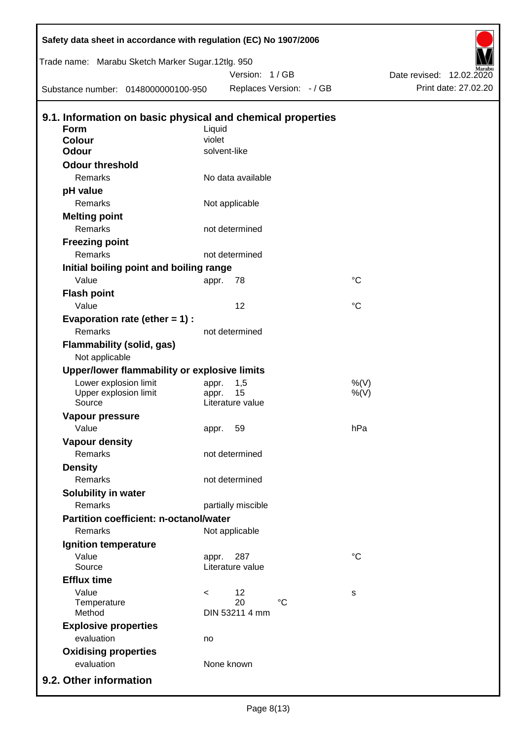Safety data sheet in accordance with regulation (EC) No 1907/2006

Trade name: Marabu Sketch Marker Sugar.12tlg. 950

Version: 1 / GB

Date revised: 12.02.2020

Substance number: 0148000000100-950

Replaces Version: - / GB

Print date: 27.02.20

## 9.1. Information on basic physical and chemical properties

| | | | |
|---|---|---|---|
| **Form** | Liquid | | |
| **Colour** | violet | | |
| **Odour** | solvent-like | | |
| **Odour threshold** | | | |
| Remarks | No data available | | |
| **pH value** | | | |
| Remarks | Not applicable | | |
| **Melting point** | | | |
| Remarks | not determined | | |
| **Freezing point** | | | |
| Remarks | not determined | | |
| **Initial boiling point and boiling range** | | | |
| Value | appr. | 78 | °C |
| **Flash point** | | | |
| Value | | 12 | °C |
| **Evaporation rate (ether = 1) :** | | | |
| Remarks | not determined | | |
| **Flammability (solid, gas)** | | | |
| Not applicable | | | |
| **Upper/lower flammability or explosive limits** | | | |
| Lower explosion limit | appr. | 1,5 | %(V) |
| Upper explosion limit | appr. | 15 | %(V) |
| Source | Literature value | | |
| **Vapour pressure** | | | |
| Value | appr. | 59 | hPa |
| **Vapour density** | | | |
| Remarks | not determined | | |
| **Density** | | | |
| Remarks | not determined | | |
| **Solubility in water** | | | |
| Remarks | partially miscible | | |
| **Partition coefficient: n-octanol/water** | | | |
| Remarks | Not applicable | | |
| **Ignition temperature** | | | |
| Value | appr. | 287 | °C |
| Source | Literature value | | |
| **Efflux time** | | | |
| Value | < | 12 | s |
| Temperature | | 20 °C | |
| Method | DIN 53211 4 mm | | |
| **Explosive properties** | | | |
| evaluation | no | | |
| **Oxidising properties** | | | |
| evaluation | None known | | |

## 9.2. Other information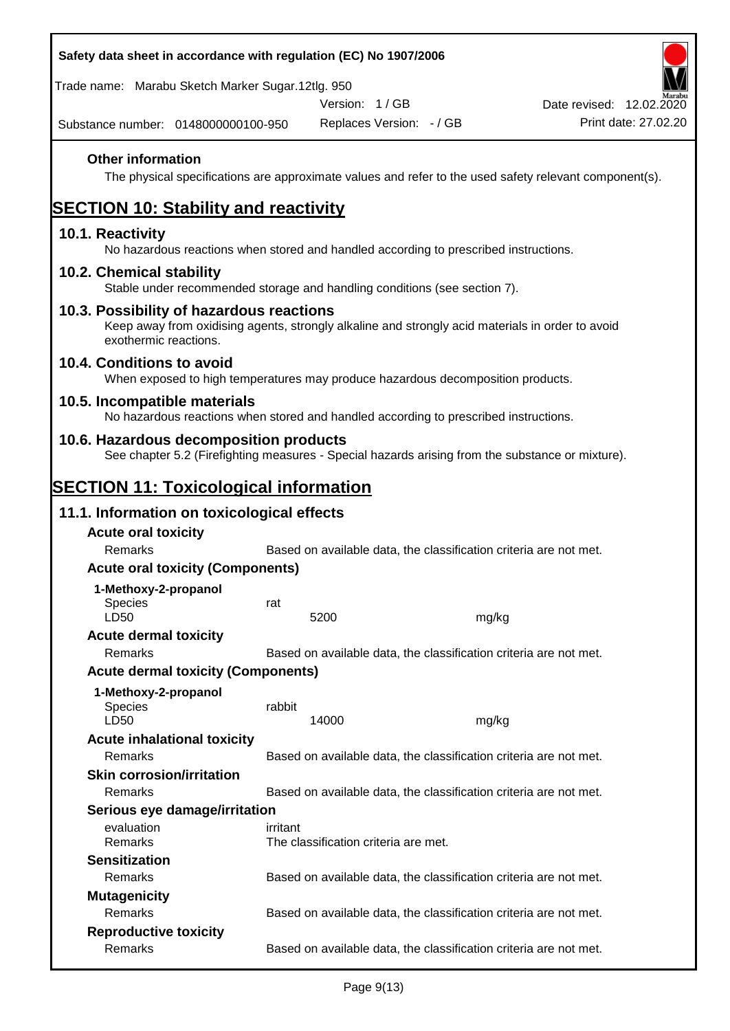### Other information

The physical specifications are approximate values and refer to the used safety relevant component(s).

## SECTION 10: Stability and reactivity

### 10.1. Reactivity

No hazardous reactions when stored and handled according to prescribed instructions.

### 10.2. Chemical stability

Stable under recommended storage and handling conditions (see section 7).

### 10.3. Possibility of hazardous reactions

Keep away from oxidising agents, strongly alkaline and strongly acid materials in order to avoid exothermic reactions.

### 10.4. Conditions to avoid

When exposed to high temperatures may produce hazardous decomposition products.

### 10.5. Incompatible materials

No hazardous reactions when stored and handled according to prescribed instructions.

### 10.6. Hazardous decomposition products

See chapter 5.2 (Firefighting measures - Special hazards arising from the substance or mixture).

## SECTION 11: Toxicological information

### 11.1. Information on toxicological effects

**Acute oral toxicity**

| Remarks | Based on available data, the classification criteria are not met. |
|---|---|

**Acute oral toxicity (Components)**

**1-Methoxy-2-propanol**

| | | |
|---|---|---|
| Species | rat | |
| LD50 | 5200 | mg/kg |

**Acute dermal toxicity**

| Remarks | Based on available data, the classification criteria are not met. |
|---|---|

**Acute dermal toxicity (Components)**

**1-Methoxy-2-propanol**

| | | |
|---|---|---|
| Species | rabbit | |
| LD50 | 14000 | mg/kg |

**Acute inhalational toxicity**

| Remarks | Based on available data, the classification criteria are not met. |
|---|---|

**Skin corrosion/irritation**

| Remarks | Based on available data, the classification criteria are not met. |
|---|---|

**Serious eye damage/irritation**

| | |
|---|---|
| evaluation | irritant |
| Remarks | The classification criteria are met. |

**Sensitization**

| Remarks | Based on available data, the classification criteria are not met. |
|---|---|

**Mutagenicity**

| Remarks | Based on available data, the classification criteria are not met. |
|---|---|

**Reproductive toxicity**

| Remarks | Based on available data, the classification criteria are not met. |
|---|---|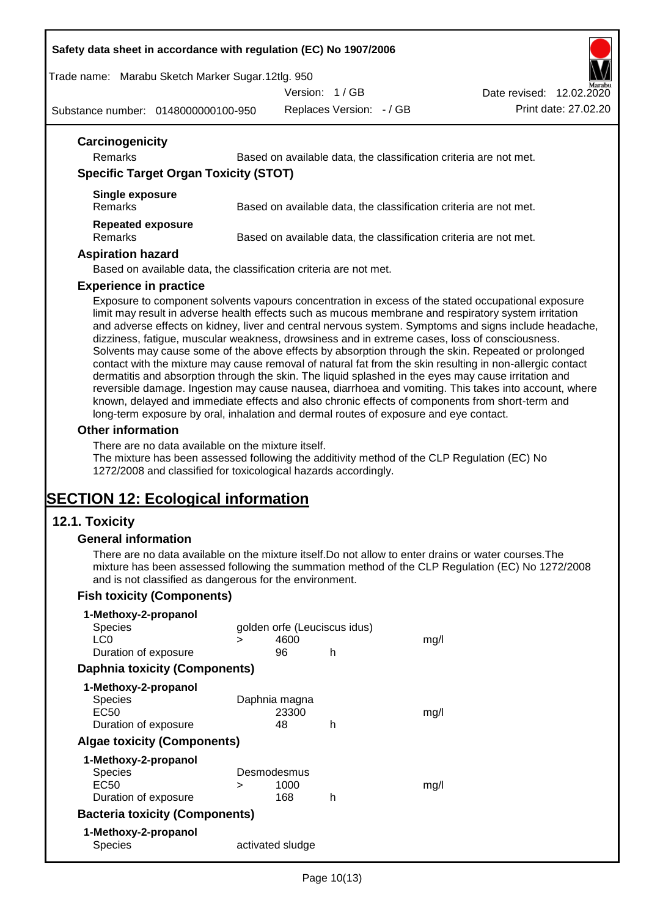### Carcinogenicity

| | |
|---|---|
| Remarks | Based on available data, the classification criteria are not met. |

### Specific Target Organ Toxicity (STOT)

**Single exposure**

| | |
|---|---|
| Remarks | Based on available data, the classification criteria are not met. |

**Repeated exposure**

| | |
|---|---|
| Remarks | Based on available data, the classification criteria are not met. |

### Aspiration hazard

Based on available data, the classification criteria are not met.

### Experience in practice

Exposure to component solvents vapours concentration in excess of the stated occupational exposure limit may result in adverse health effects such as mucous membrane and respiratory system irritation and adverse effects on kidney, liver and central nervous system. Symptoms and signs include headache, dizziness, fatigue, muscular weakness, drowsiness and in extreme cases, loss of consciousness. Solvents may cause some of the above effects by absorption through the skin. Repeated or prolonged contact with the mixture may cause removal of natural fat from the skin resulting in non-allergic contact dermatitis and absorption through the skin. The liquid splashed in the eyes may cause irritation and reversible damage. Ingestion may cause nausea, diarrhoea and vomiting. This takes into account, where known, delayed and immediate effects and also chronic effects of components from short-term and long-term exposure by oral, inhalation and dermal routes of exposure and eye contact.

### Other information

There are no data available on the mixture itself.
The mixture has been assessed following the additivity method of the CLP Regulation (EC) No 1272/2008 and classified for toxicological hazards accordingly.

# SECTION 12: Ecological information

## 12.1. Toxicity

### General information

There are no data available on the mixture itself.Do not allow to enter drains or water courses.The mixture has been assessed following the summation method of the CLP Regulation (EC) No 1272/2008 and is not classified as dangerous for the environment.

### Fish toxicity (Components)

**1-Methoxy-2-propanol**

| | | | | |
|---|---|---|---|---|
| Species | golden orfe (Leuciscus idus) | | | |
| LC0 | > | 4600 | | mg/l |
| Duration of exposure | | 96 | h | |

### Daphnia toxicity (Components)

**1-Methoxy-2-propanol**

| | | | | |
|---|---|---|---|---|
| Species | Daphnia magna | | | |
| EC50 | | 23300 | | mg/l |
| Duration of exposure | | 48 | h | |

### Algae toxicity (Components)

**1-Methoxy-2-propanol**

| | | | | |
|---|---|---|---|---|
| Species | Desmodesmus | | | |
| EC50 | > | 1000 | | mg/l |
| Duration of exposure | | 168 | h | |

### Bacteria toxicity (Components)

**1-Methoxy-2-propanol**

| | |
|---|---|
| Species | activated sludge |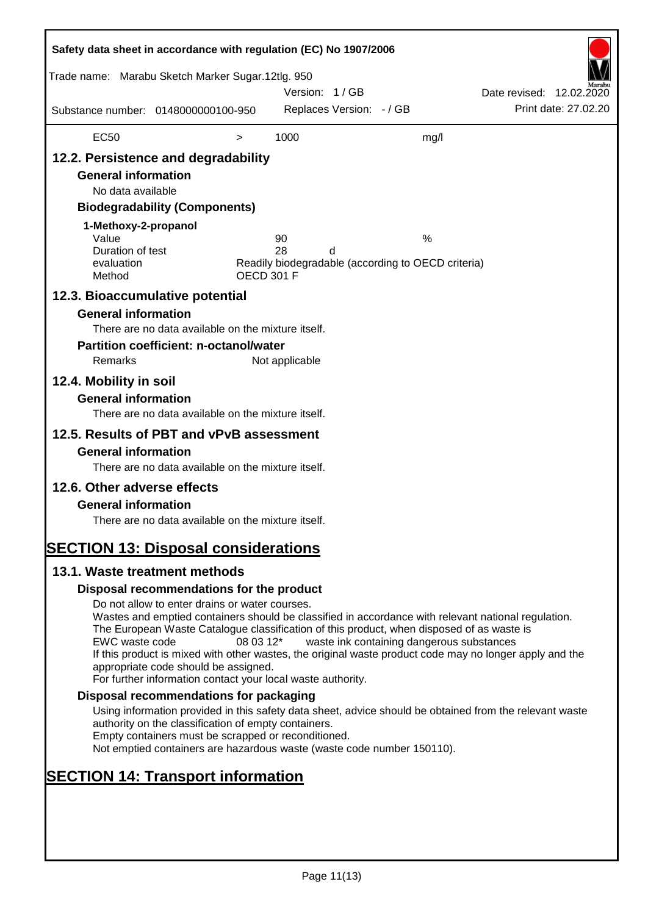| EC50 | > | 1000 | mg/l |
|---|---|---|---|

## 12.2. Persistence and degradability

### General information

No data available

### Biodegradability (Components)

**1-Methoxy-2-propanol**

| | | |
|---|---|---|
| Value | 90 | % |
| Duration of test | 28 d | |
| evaluation | Readily biodegradable (according to OECD criteria) | |
| Method | OECD 301 F | |

## 12.3. Bioaccumulative potential

### General information

There are no data available on the mixture itself.

### Partition coefficient: n-octanol/water

Remarks: Not applicable

## 12.4. Mobility in soil

### General information

There are no data available on the mixture itself.

## 12.5. Results of PBT and vPvB assessment

### General information

There are no data available on the mixture itself.

## 12.6. Other adverse effects

### General information

There are no data available on the mixture itself.

# SECTION 13: Disposal considerations

## 13.1. Waste treatment methods

### Disposal recommendations for the product

Do not allow to enter drains or water courses.
Wastes and emptied containers should be classified in accordance with relevant national regulation.
The European Waste Catalogue classification of this product, when disposed of as waste is
EWC waste code 08 03 12* waste ink containing dangerous substances
If this product is mixed with other wastes, the original waste product code may no longer apply and the appropriate code should be assigned.
For further information contact your local waste authority.

### Disposal recommendations for packaging

Using information provided in this safety data sheet, advice should be obtained from the relevant waste authority on the classification of empty containers.
Empty containers must be scrapped or reconditioned.
Not emptied containers are hazardous waste (waste code number 150110).

# SECTION 14: Transport information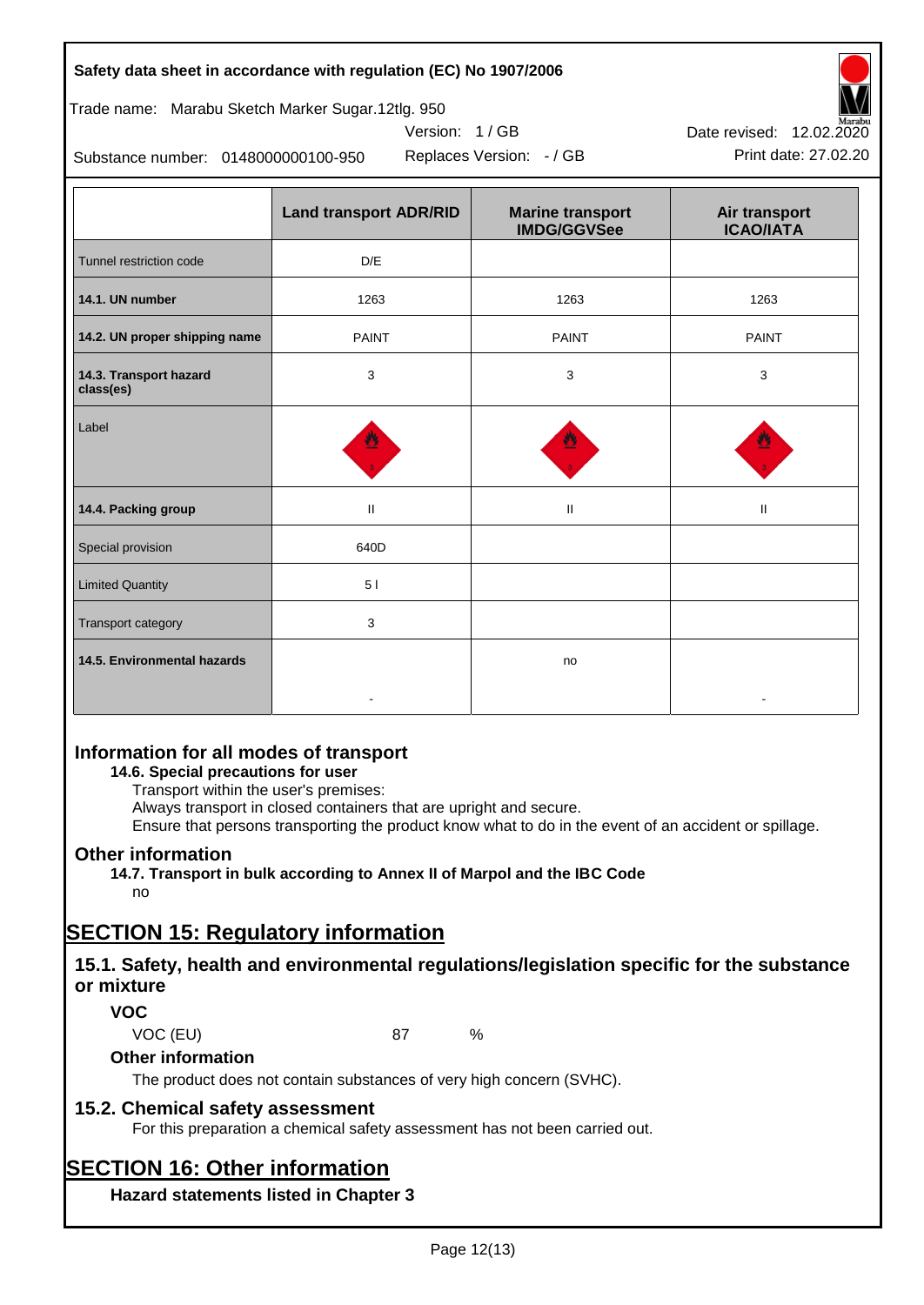| | Land transport ADR/RID | Marine transport IMDG/GGVSee | Air transport ICAO/IATA |
|---|---|---|---|
| Tunnel restriction code | D/E | | |
| **14.1. UN number** | 1263 | 1263 | 1263 |
| **14.2. UN proper shipping name** | PAINT | PAINT | PAINT |
| **14.3. Transport hazard class(es)** | 3 | 3 | 3 |
| Label | | | |
| **14.4. Packing group** | II | II | II |
| Special provision | 640D | | |
| Limited Quantity | 5 l | | |
| Transport category | 3 | | |
| **14.5. Environmental hazards** | - | no | - |

## Information for all modes of transport

**14.6. Special precautions for user**

Transport within the user's premises:
Always transport in closed containers that are upright and secure.
Ensure that persons transporting the product know what to do in the event of an accident or spillage.

## Other information

**14.7. Transport in bulk according to Annex II of Marpol and the IBC Code**

no

# SECTION 15: Regulatory information

## 15.1. Safety, health and environmental regulations/legislation specific for the substance or mixture

### VOC

VOC (EU) 87 %

### Other information

The product does not contain substances of very high concern (SVHC).

## 15.2. Chemical safety assessment

For this preparation a chemical safety assessment has not been carried out.

# SECTION 16: Other information

### Hazard statements listed in Chapter 3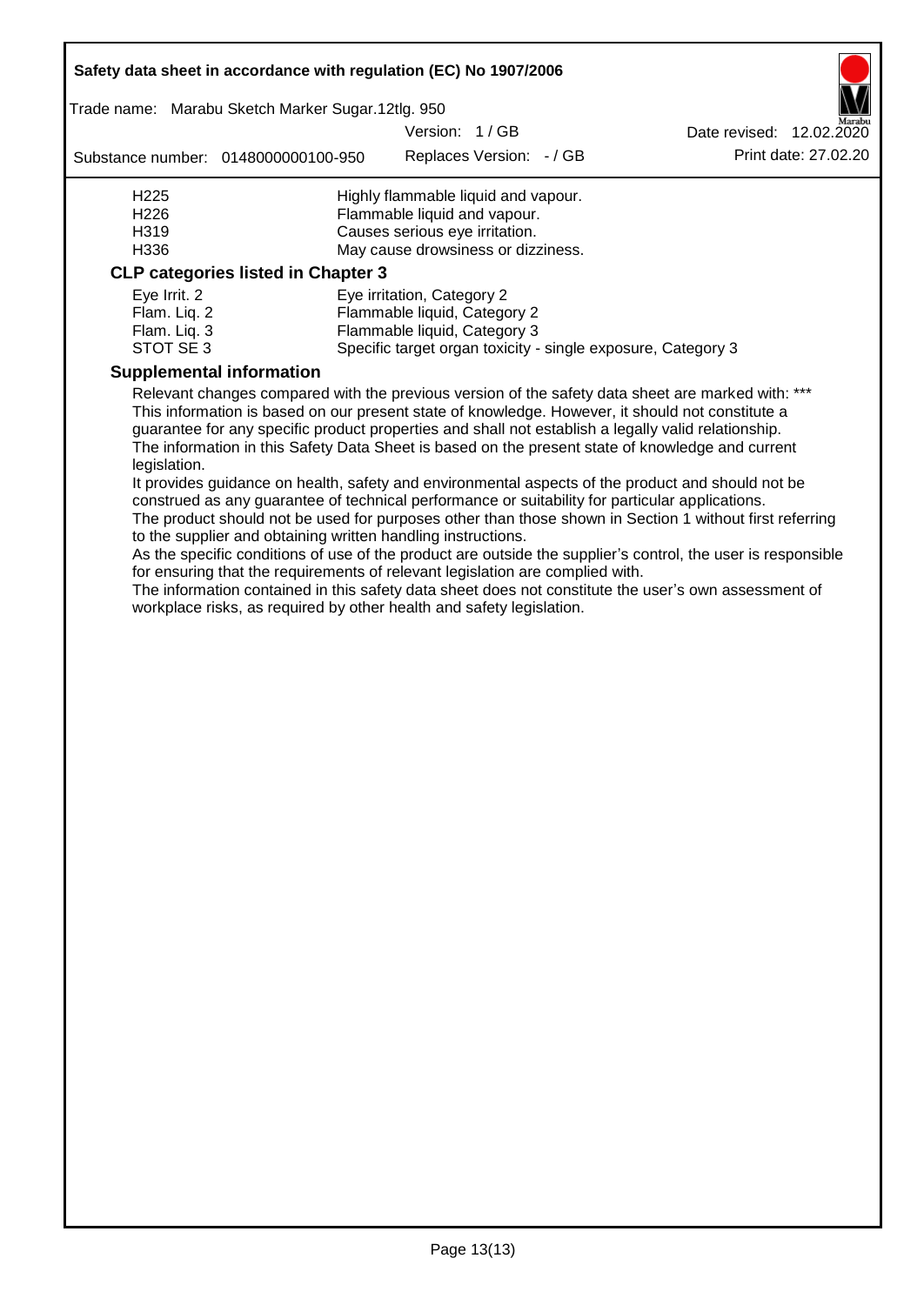| | |
|---|---|
| H225 | Highly flammable liquid and vapour. |
| H226 | Flammable liquid and vapour. |
| H319 | Causes serious eye irritation. |
| H336 | May cause drowsiness or dizziness. |

### CLP categories listed in Chapter 3

| | |
|---|---|
| Eye Irrit. 2 | Eye irritation, Category 2 |
| Flam. Liq. 2 | Flammable liquid, Category 2 |
| Flam. Liq. 3 | Flammable liquid, Category 3 |
| STOT SE 3 | Specific target organ toxicity - single exposure, Category 3 |

### Supplemental information

Relevant changes compared with the previous version of the safety data sheet are marked with: ***
This information is based on our present state of knowledge. However, it should not constitute a guarantee for any specific product properties and shall not establish a legally valid relationship.
The information in this Safety Data Sheet is based on the present state of knowledge and current legislation.
It provides guidance on health, safety and environmental aspects of the product and should not be construed as any guarantee of technical performance or suitability for particular applications.
The product should not be used for purposes other than those shown in Section 1 without first referring to the supplier and obtaining written handling instructions.
As the specific conditions of use of the product are outside the supplier's control, the user is responsible for ensuring that the requirements of relevant legislation are complied with.
The information contained in this safety data sheet does not constitute the user's own assessment of workplace risks, as required by other health and safety legislation.